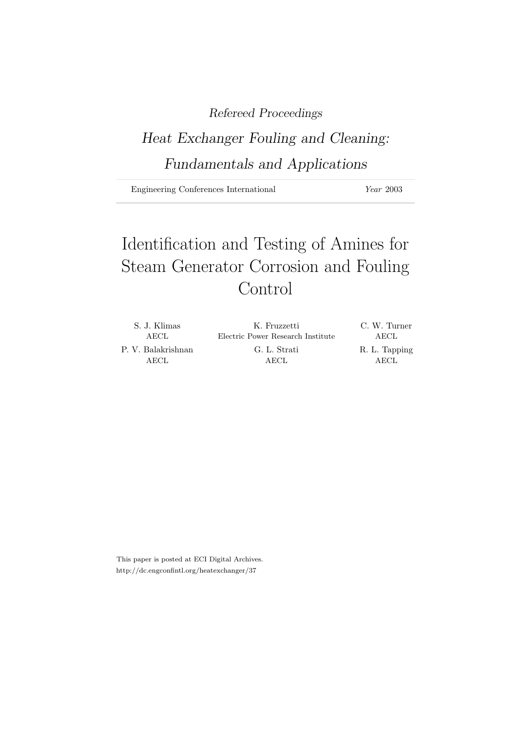*Refereed Proceedings*

*Heat Exchanger Fouling and Cleaning: Fundamentals and Applications*

Engineering Conferences International — *Year* 2003

# Identification and Testing of Amines for Steam Generator Corrosion and Fouling Control

S. J. Klimas
AECL

K. Fruzzetti
Electric Power Research Institute

C. W. Turner
AECL

P. V. Balakrishnan
AECL

G. L. Strati
AECL

R. L. Tapping
AECL

This paper is posted at ECI Digital Archives.
http://dc.engconfintl.org/heatexchanger/37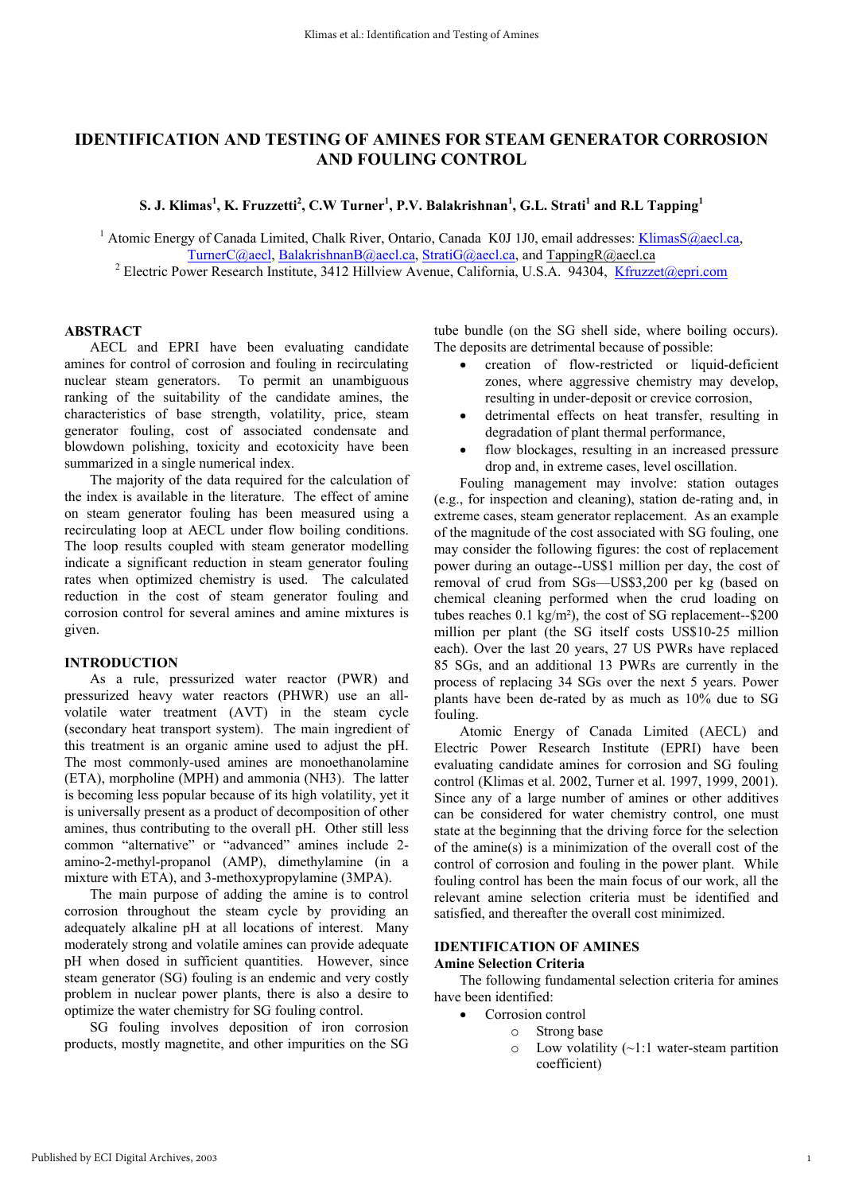# IDENTIFICATION AND TESTING OF AMINES FOR STEAM GENERATOR CORROSION AND FOULING CONTROL

**S. J. Klimas[1], K. Fruzzetti[2], C.W Turner[1], P.V. Balakrishnan[1], G.L. Strati[1] and R.L Tapping[1]**

[1] Atomic Energy of Canada Limited, Chalk River, Ontario, Canada K0J 1J0, email addresses: KlimasS@aecl.ca, TurnerC@aecl, BalakrishnanB@aecl.ca, StratiG@aecl.ca, and TappingR@aecl.ca
[2] Electric Power Research Institute, 3412 Hillview Avenue, California, U.S.A. 94304, Kfruzzet@epri.com

## ABSTRACT

AECL and EPRI have been evaluating candidate amines for control of corrosion and fouling in recirculating nuclear steam generators. To permit an unambiguous ranking of the suitability of the candidate amines, the characteristics of base strength, volatility, price, steam generator fouling, cost of associated condensate and blowdown polishing, toxicity and ecotoxicity have been summarized in a single numerical index.

The majority of the data required for the calculation of the index is available in the literature. The effect of amine on steam generator fouling has been measured using a recirculating loop at AECL under flow boiling conditions. The loop results coupled with steam generator modelling indicate a significant reduction in steam generator fouling rates when optimized chemistry is used. The calculated reduction in the cost of steam generator fouling and corrosion control for several amines and amine mixtures is given.

## INTRODUCTION

As a rule, pressurized water reactor (PWR) and pressurized heavy water reactors (PHWR) use an all-volatile water treatment (AVT) in the steam cycle (secondary heat transport system). The main ingredient of this treatment is an organic amine used to adjust the pH. The most commonly-used amines are monoethanolamine (ETA), morpholine (MPH) and ammonia (NH3). The latter is becoming less popular because of its high volatility, yet it is universally present as a product of decomposition of other amines, thus contributing to the overall pH. Other still less common "alternative" or "advanced" amines include 2-amino-2-methyl-propanol (AMP), dimethylamine (in a mixture with ETA), and 3-methoxypropylamine (3MPA).

The main purpose of adding the amine is to control corrosion throughout the steam cycle by providing an adequately alkaline pH at all locations of interest. Many moderately strong and volatile amines can provide adequate pH when dosed in sufficient quantities. However, since steam generator (SG) fouling is an endemic and very costly problem in nuclear power plants, there is also a desire to optimize the water chemistry for SG fouling control.

SG fouling involves deposition of iron corrosion products, mostly magnetite, and other impurities on the SG tube bundle (on the SG shell side, where boiling occurs). The deposits are detrimental because of possible:

- creation of flow-restricted or liquid-deficient zones, where aggressive chemistry may develop, resulting in under-deposit or crevice corrosion,
- detrimental effects on heat transfer, resulting in degradation of plant thermal performance,
- flow blockages, resulting in an increased pressure drop and, in extreme cases, level oscillation.

Fouling management may involve: station outages (e.g., for inspection and cleaning), station de-rating and, in extreme cases, steam generator replacement. As an example of the magnitude of the cost associated with SG fouling, one may consider the following figures: the cost of replacement power during an outage--US$1 million per day, the cost of removal of crud from SGs—US$3,200 per kg (based on chemical cleaning performed when the crud loading on tubes reaches 0.1 kg/m²), the cost of SG replacement--$200 million per plant (the SG itself costs US$10-25 million each). Over the last 20 years, 27 US PWRs have replaced 85 SGs, and an additional 13 PWRs are currently in the process of replacing 34 SGs over the next 5 years. Power plants have been de-rated by as much as 10% due to SG fouling.

Atomic Energy of Canada Limited (AECL) and Electric Power Research Institute (EPRI) have been evaluating candidate amines for corrosion and SG fouling control (Klimas et al. 2002, Turner et al. 1997, 1999, 2001). Since any of a large number of amines or other additives can be considered for water chemistry control, one must state at the beginning that the driving force for the selection of the amine(s) is a minimization of the overall cost of the control of corrosion and fouling in the power plant. While fouling control has been the main focus of our work, all the relevant amine selection criteria must be identified and satisfied, and thereafter the overall cost minimized.

## IDENTIFICATION OF AMINES

### Amine Selection Criteria

The following fundamental selection criteria for amines have been identified:

- Corrosion control
    - Strong base
    - Low volatility (~1:1 water-steam partition coefficient)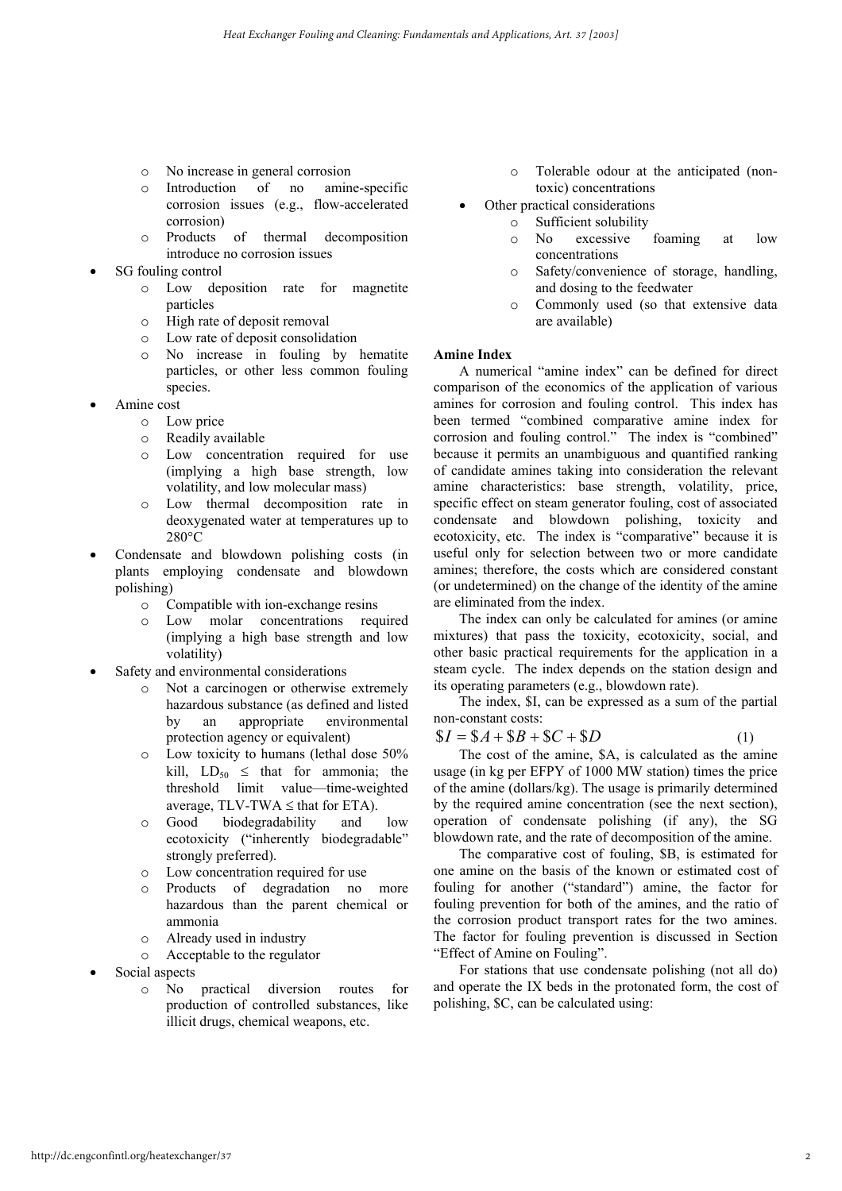- No increase in general corrosion
- Introduction of no amine-specific corrosion issues (e.g., flow-accelerated corrosion)
- Products of thermal decomposition introduce no corrosion issues

- SG fouling control
  - Low deposition rate for magnetite particles
  - High rate of deposit removal
  - Low rate of deposit consolidation
  - No increase in fouling by hematite particles, or other less common fouling species.
- Amine cost
  - Low price
  - Readily available
  - Low concentration required for use (implying a high base strength, low volatility, and low molecular mass)
  - Low thermal decomposition rate in deoxygenated water at temperatures up to 280°C
- Condensate and blowdown polishing costs (in plants employing condensate and blowdown polishing)
  - Compatible with ion-exchange resins
  - Low molar concentrations required (implying a high base strength and low volatility)
- Safety and environmental considerations
  - Not a carcinogen or otherwise extremely hazardous substance (as defined and listed by an appropriate environmental protection agency or equivalent)
  - Low toxicity to humans (lethal dose 50% kill, $LD_{50}$ ≤ that for ammonia; the threshold limit value—time-weighted average, TLV-TWA ≤ that for ETA).
  - Good biodegradability and low ecotoxicity ("inherently biodegradable" strongly preferred).
  - Low concentration required for use
  - Products of degradation no more hazardous than the parent chemical or ammonia
  - Already used in industry
  - Acceptable to the regulator
- Social aspects
  - No practical diversion routes for production of controlled substances, like illicit drugs, chemical weapons, etc.
  - Tolerable odour at the anticipated (non-toxic) concentrations
- Other practical considerations
  - Sufficient solubility
  - No excessive foaming at low concentrations
  - Safety/convenience of storage, handling, and dosing to the feedwater
  - Commonly used (so that extensive data are available)

**Amine Index**

A numerical "amine index" can be defined for direct comparison of the economics of the application of various amines for corrosion and fouling control. This index has been termed "combined comparative amine index for corrosion and fouling control." The index is "combined" because it permits an unambiguous and quantified ranking of candidate amines taking into consideration the relevant amine characteristics: base strength, volatility, price, specific effect on steam generator fouling, cost of associated condensate and blowdown polishing, toxicity and ecotoxicity, etc. The index is "comparative" because it is useful only for selection between two or more candidate amines; therefore, the costs which are considered constant (or undetermined) on the change of the identity of the amine are eliminated from the index.

The index can only be calculated for amines (or amine mixtures) that pass the toxicity, ecotoxicity, social, and other basic practical requirements for the application in a steam cycle. The index depends on the station design and its operating parameters (e.g., blowdown rate).

The index, \$I, can be expressed as a sum of the partial non-constant costs:

$$\$I = \$A + \$B + \$C + \$D \tag{1}$$

The cost of the amine, \$A, is calculated as the amine usage (in kg per EFPY of 1000 MW station) times the price of the amine (dollars/kg). The usage is primarily determined by the required amine concentration (see the next section), operation of condensate polishing (if any), the SG blowdown rate, and the rate of decomposition of the amine.

The comparative cost of fouling, \$B, is estimated for one amine on the basis of the known or estimated cost of fouling for another ("standard") amine, the factor for fouling prevention for both of the amines, and the ratio of the corrosion product transport rates for the two amines. The factor for fouling prevention is discussed in Section "Effect of Amine on Fouling".

For stations that use condensate polishing (not all do) and operate the IX beds in the protonated form, the cost of polishing, \$C, can be calculated using: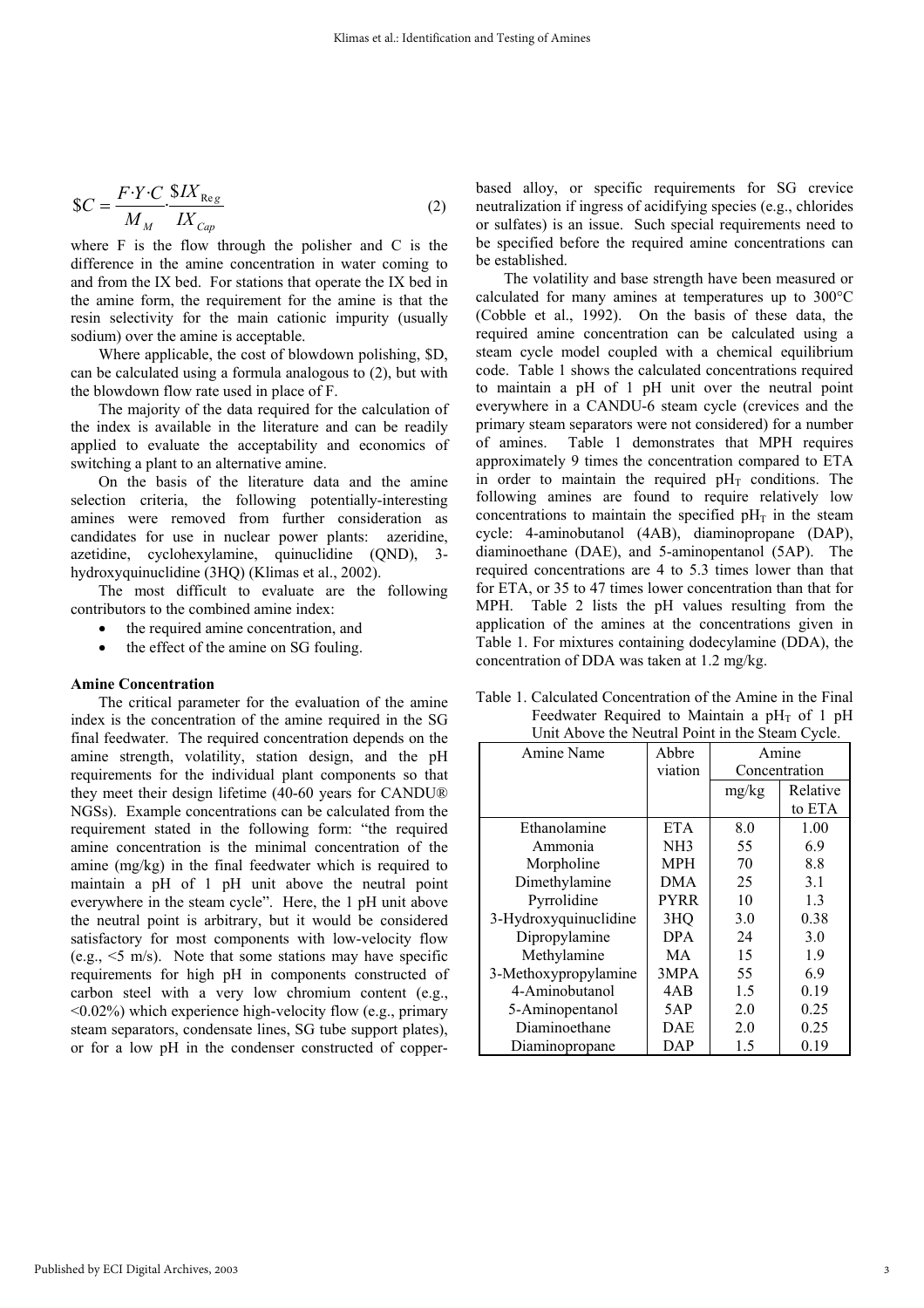$$\$C = \frac{F \cdot Y \cdot C}{M_M} \cdot \frac{\$IX_{Reg}}{IX_{Cap}} \tag{2}$$

where F is the flow through the polisher and C is the difference in the amine concentration in water coming to and from the IX bed. For stations that operate the IX bed in the amine form, the requirement for the amine is that the resin selectivity for the main cationic impurity (usually sodium) over the amine is acceptable.

Where applicable, the cost of blowdown polishing, \$D, can be calculated using a formula analogous to (2), but with the blowdown flow rate used in place of F.

The majority of the data required for the calculation of the index is available in the literature and can be readily applied to evaluate the acceptability and economics of switching a plant to an alternative amine.

On the basis of the literature data and the amine selection criteria, the following potentially-interesting amines were removed from further consideration as candidates for use in nuclear power plants: azeridine, azetidine, cyclohexylamine, quinuclidine (QND), 3-hydroxyquinuclidine (3HQ) (Klimas et al., 2002).

The most difficult to evaluate are the following contributors to the combined amine index:

- the required amine concentration, and
- the effect of the amine on SG fouling.

### Amine Concentration

The critical parameter for the evaluation of the amine index is the concentration of the amine required in the SG final feedwater. The required concentration depends on the amine strength, volatility, station design, and the pH requirements for the individual plant components so that they meet their design lifetime (40-60 years for CANDU® NGSs). Example concentrations can be calculated from the requirement stated in the following form: "the required amine concentration is the minimal concentration of the amine (mg/kg) in the final feedwater which is required to maintain a pH of 1 pH unit above the neutral point everywhere in the steam cycle". Here, the 1 pH unit above the neutral point is arbitrary, but it would be considered satisfactory for most components with low-velocity flow (e.g., <5 m/s). Note that some stations may have specific requirements for high pH in components constructed of carbon steel with a very low chromium content (e.g., <0.02%) which experience high-velocity flow (e.g., primary steam separators, condensate lines, SG tube support plates), or for a low pH in the condenser constructed of copper-based alloy, or specific requirements for SG crevice neutralization if ingress of acidifying species (e.g., chlorides or sulfates) is an issue. Such special requirements need to be specified before the required amine concentrations can be established.

The volatility and base strength have been measured or calculated for many amines at temperatures up to 300°C (Cobble et al., 1992). On the basis of these data, the required amine concentration can be calculated using a steam cycle model coupled with a chemical equilibrium code. Table 1 shows the calculated concentrations required to maintain a pH of 1 pH unit over the neutral point everywhere in a CANDU-6 steam cycle (crevices and the primary steam separators were not considered) for a number of amines. Table 1 demonstrates that MPH requires approximately 9 times the concentration compared to ETA in order to maintain the required $pH_T$ conditions. The following amines are found to require relatively low concentrations to maintain the specified $pH_T$ in the steam cycle: 4-aminobutanol (4AB), diaminopropane (DAP), diaminoethane (DAE), and 5-aminopentanol (5AP). The required concentrations are 4 to 5.3 times lower than that for ETA, or 35 to 47 times lower concentration than that for MPH. Table 2 lists the pH values resulting from the application of the amines at the concentrations given in Table 1. For mixtures containing dodecylamine (DDA), the concentration of DDA was taken at 1.2 mg/kg.

Table 1. Calculated Concentration of the Amine in the Final Feedwater Required to Maintain a $pH_T$ of 1 pH Unit Above the Neutral Point in the Steam Cycle.

| Amine Name | Abbreviation | Amine Concentration | |
|---|---|---|---|
| | | mg/kg | Relative to ETA |
| Ethanolamine | ETA | 8.0 | 1.00 |
| Ammonia | NH3 | 55 | 6.9 |
| Morpholine | MPH | 70 | 8.8 |
| Dimethylamine | DMA | 25 | 3.1 |
| Pyrrolidine | PYRR | 10 | 1.3 |
| 3-Hydroxyquinuclidine | 3HQ | 3.0 | 0.38 |
| Dipropylamine | DPA | 24 | 3.0 |
| Methylamine | MA | 15 | 1.9 |
| 3-Methoxypropylamine | 3MPA | 55 | 6.9 |
| 4-Aminobutanol | 4AB | 1.5 | 0.19 |
| 5-Aminopentanol | 5AP | 2.0 | 0.25 |
| Diaminoethane | DAE | 2.0 | 0.25 |
| Diaminopropane | DAP | 1.5 | 0.19 |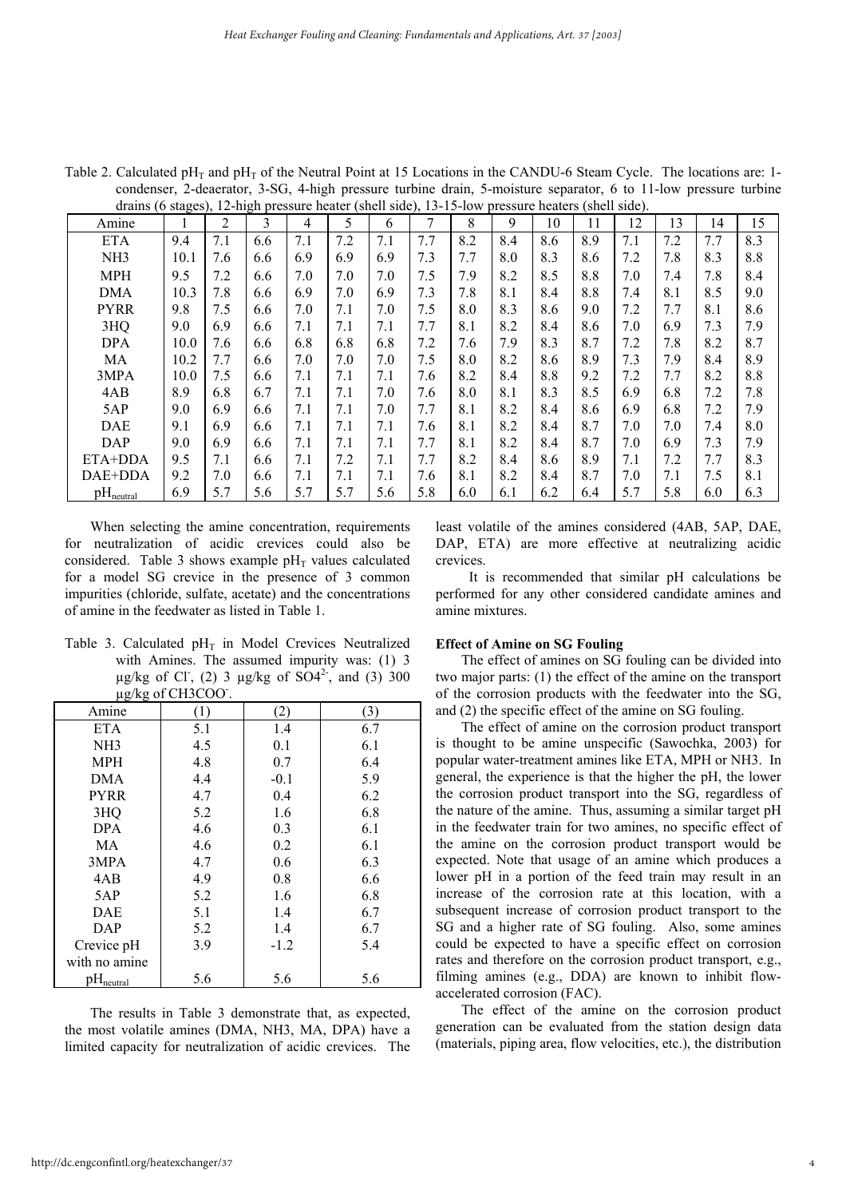Table 2. Calculated $pH_T$ and $pH_T$ of the Neutral Point at 15 Locations in the CANDU-6 Steam Cycle. The locations are: 1-condenser, 2-deaerator, 3-SG, 4-high pressure turbine drain, 5-moisture separator, 6 to 11-low pressure turbine drains (6 stages), 12-high pressure heater (shell side), 13-15-low pressure heaters (shell side).

| Amine | 1 | 2 | 3 | 4 | 5 | 6 | 7 | 8 | 9 | 10 | 11 | 12 | 13 | 14 | 15 |
|---|---|---|---|---|---|---|---|---|---|---|---|---|---|---|---|
| ETA | 9.4 | 7.1 | 6.6 | 7.1 | 7.2 | 7.1 | 7.7 | 8.2 | 8.4 | 8.6 | 8.9 | 7.1 | 7.2 | 7.7 | 8.3 |
| NH3 | 10.1 | 7.6 | 6.6 | 6.9 | 6.9 | 6.9 | 7.3 | 7.7 | 8.0 | 8.3 | 8.6 | 7.2 | 7.8 | 8.3 | 8.8 |
| MPH | 9.5 | 7.2 | 6.6 | 7.0 | 7.0 | 7.0 | 7.5 | 7.9 | 8.2 | 8.5 | 8.8 | 7.0 | 7.4 | 7.8 | 8.4 |
| DMA | 10.3 | 7.8 | 6.6 | 6.9 | 7.0 | 6.9 | 7.3 | 7.8 | 8.1 | 8.4 | 8.8 | 7.4 | 8.1 | 8.5 | 9.0 |
| PYRR | 9.8 | 7.5 | 6.6 | 7.0 | 7.1 | 7.0 | 7.5 | 8.0 | 8.3 | 8.6 | 9.0 | 7.2 | 7.7 | 8.1 | 8.6 |
| 3HQ | 9.0 | 6.9 | 6.6 | 7.1 | 7.1 | 7.1 | 7.7 | 8.1 | 8.2 | 8.4 | 8.6 | 7.0 | 6.9 | 7.3 | 7.9 |
| DPA | 10.0 | 7.6 | 6.6 | 6.8 | 6.8 | 6.8 | 7.2 | 7.6 | 7.9 | 8.3 | 8.7 | 7.2 | 7.8 | 8.2 | 8.7 |
| MA | 10.2 | 7.7 | 6.6 | 7.0 | 7.0 | 7.0 | 7.5 | 8.0 | 8.2 | 8.6 | 8.9 | 7.3 | 7.9 | 8.4 | 8.9 |
| 3MPA | 10.0 | 7.5 | 6.6 | 7.1 | 7.1 | 7.1 | 7.6 | 8.2 | 8.4 | 8.8 | 9.2 | 7.2 | 7.7 | 8.2 | 8.8 |
| 4AB | 8.9 | 6.8 | 6.7 | 7.1 | 7.1 | 7.0 | 7.6 | 8.0 | 8.1 | 8.3 | 8.5 | 6.9 | 6.8 | 7.2 | 7.8 |
| 5AP | 9.0 | 6.9 | 6.6 | 7.1 | 7.1 | 7.0 | 7.7 | 8.1 | 8.2 | 8.4 | 8.6 | 6.9 | 6.8 | 7.2 | 7.9 |
| DAE | 9.1 | 6.9 | 6.6 | 7.1 | 7.1 | 7.1 | 7.6 | 8.1 | 8.2 | 8.4 | 8.7 | 7.0 | 7.0 | 7.4 | 8.0 |
| DAP | 9.0 | 6.9 | 6.6 | 7.1 | 7.1 | 7.1 | 7.7 | 8.1 | 8.2 | 8.4 | 8.7 | 7.0 | 6.9 | 7.3 | 7.9 |
| ETA+DDA | 9.5 | 7.1 | 6.6 | 7.1 | 7.2 | 7.1 | 7.7 | 8.2 | 8.4 | 8.6 | 8.9 | 7.1 | 7.2 | 7.7 | 8.3 |
| DAE+DDA | 9.2 | 7.0 | 6.6 | 7.1 | 7.1 | 7.1 | 7.6 | 8.1 | 8.2 | 8.4 | 8.7 | 7.0 | 7.1 | 7.5 | 8.1 |
| $pH_{neutral}$ | 6.9 | 5.7 | 5.6 | 5.7 | 5.7 | 5.6 | 5.8 | 6.0 | 6.1 | 6.2 | 6.4 | 5.7 | 5.8 | 6.0 | 6.3 |

When selecting the amine concentration, requirements for neutralization of acidic crevices could also be considered. Table 3 shows example $pH_T$ values calculated for a model SG crevice in the presence of 3 common impurities (chloride, sulfate, acetate) and the concentrations of amine in the feedwater as listed in Table 1.

Table 3. Calculated $pH_T$ in Model Crevices Neutralized with Amines. The assumed impurity was: (1) 3 µg/kg of $Cl^-$, (2) 3 µg/kg of $SO4^{2-}$, and (3) 300 µg/kg of $CH3COO^-$.

| Amine | (1) | (2) | (3) |
|---|---|---|---|
| ETA | 5.1 | 1.4 | 6.7 |
| NH3 | 4.5 | 0.1 | 6.1 |
| MPH | 4.8 | 0.7 | 6.4 |
| DMA | 4.4 | -0.1 | 5.9 |
| PYRR | 4.7 | 0.4 | 6.2 |
| 3HQ | 5.2 | 1.6 | 6.8 |
| DPA | 4.6 | 0.3 | 6.1 |
| MA | 4.6 | 0.2 | 6.1 |
| 3MPA | 4.7 | 0.6 | 6.3 |
| 4AB | 4.9 | 0.8 | 6.6 |
| 5AP | 5.2 | 1.6 | 6.8 |
| DAE | 5.1 | 1.4 | 6.7 |
| DAP | 5.2 | 1.4 | 6.7 |
| Crevice pH with no amine | 3.9 | -1.2 | 5.4 |
| $pH_{neutral}$ | 5.6 | 5.6 | 5.6 |

The results in Table 3 demonstrate that, as expected, the most volatile amines (DMA, NH3, MA, DPA) have a limited capacity for neutralization of acidic crevices. The least volatile of the amines considered (4AB, 5AP, DAE, DAP, ETA) are more effective at neutralizing acidic crevices.

It is recommended that similar pH calculations be performed for any other considered candidate amines and amine mixtures.

### Effect of Amine on SG Fouling

The effect of amines on SG fouling can be divided into two major parts: (1) the effect of the amine on the transport of the corrosion products with the feedwater into the SG, and (2) the specific effect of the amine on SG fouling.

The effect of amine on the corrosion product transport is thought to be amine unspecific (Sawochka, 2003) for popular water-treatment amines like ETA, MPH or NH3. In general, the experience is that the higher the pH, the lower the corrosion product transport into the SG, regardless of the nature of the amine. Thus, assuming a similar target pH in the feedwater train for two amines, no specific effect of the amine on the corrosion product transport would be expected. Note that usage of an amine which produces a lower pH in a portion of the feed train may result in an increase of the corrosion rate at this location, with a subsequent increase of corrosion product transport to the SG and a higher rate of SG fouling. Also, some amines could be expected to have a specific effect on corrosion rates and therefore on the corrosion product transport, e.g., filming amines (e.g., DDA) are known to inhibit flow-accelerated corrosion (FAC).

The effect of the amine on the corrosion product generation can be evaluated from the station design data (materials, piping area, flow velocities, etc.), the distribution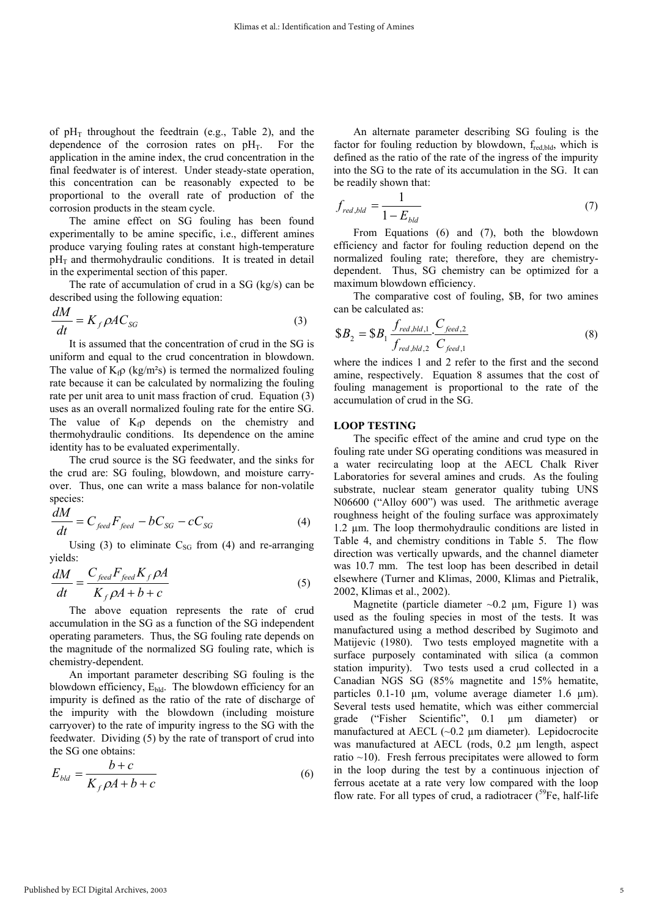of $pH_T$ throughout the feedtrain (e.g., Table 2), and the dependence of the corrosion rates on $pH_T$. For the application in the amine index, the crud concentration in the final feedwater is of interest. Under steady-state operation, this concentration can be reasonably expected to be proportional to the overall rate of production of the corrosion products in the steam cycle.

The amine effect on SG fouling has been found experimentally to be amine specific, i.e., different amines produce varying fouling rates at constant high-temperature $pH_T$ and thermohydraulic conditions. It is treated in detail in the experimental section of this paper.

The rate of accumulation of crud in a SG (kg/s) can be described using the following equation:

$$\frac{dM}{dt} = K_f \rho A C_{SG} \tag{3}$$

It is assumed that the concentration of crud in the SG is uniform and equal to the crud concentration in blowdown. The value of $K_f\rho$ (kg/m²s) is termed the normalized fouling rate because it can be calculated by normalizing the fouling rate per unit area to unit mass fraction of crud. Equation (3) uses as an overall normalized fouling rate for the entire SG. The value of $K_f\rho$ depends on the chemistry and thermohydraulic conditions. Its dependence on the amine identity has to be evaluated experimentally.

The crud source is the SG feedwater, and the sinks for the crud are: SG fouling, blowdown, and moisture carry-over. Thus, one can write a mass balance for non-volatile species:

$$\frac{dM}{dt} = C_{feed} F_{feed} - bC_{SG} - cC_{SG} \tag{4}$$

Using (3) to eliminate $C_{SG}$ from (4) and re-arranging yields:

$$\frac{dM}{dt} = \frac{C_{feed} F_{feed} K_f \rho A}{K_f \rho A + b + c} \tag{5}$$

The above equation represents the rate of crud accumulation in the SG as a function of the SG independent operating parameters. Thus, the SG fouling rate depends on the magnitude of the normalized SG fouling rate, which is chemistry-dependent.

An important parameter describing SG fouling is the blowdown efficiency, $E_{bld}$. The blowdown efficiency for an impurity is defined as the ratio of the rate of discharge of the impurity with the blowdown (including moisture carryover) to the rate of impurity ingress to the SG with the feedwater. Dividing (5) by the rate of transport of crud into the SG one obtains:

$$E_{bld} = \frac{b + c}{K_f \rho A + b + c} \tag{6}$$

An alternate parameter describing SG fouling is the factor for fouling reduction by blowdown, $f_{red,bld}$, which is defined as the ratio of the rate of the ingress of the impurity into the SG to the rate of its accumulation in the SG. It can be readily shown that:

$$f_{red,bld} = \frac{1}{1 - E_{bld}} \tag{7}$$

From Equations (6) and (7), both the blowdown efficiency and factor for fouling reduction depend on the normalized fouling rate; therefore, they are chemistry-dependent. Thus, SG chemistry can be optimized for a maximum blowdown efficiency.

The comparative cost of fouling, \$B, for two amines can be calculated as:

$$\$B_2 = \$B_1 \frac{f_{red,bld,1}}{f_{red,bld,2}} \cdot \frac{C_{feed,2}}{C_{feed,1}} \tag{8}$$

where the indices 1 and 2 refer to the first and the second amine, respectively. Equation 8 assumes that the cost of fouling management is proportional to the rate of the accumulation of crud in the SG.

## LOOP TESTING

The specific effect of the amine and crud type on the fouling rate under SG operating conditions was measured in a water recirculating loop at the AECL Chalk River Laboratories for several amines and cruds. As the fouling substrate, nuclear steam generator quality tubing UNS N06600 ("Alloy 600") was used. The arithmetic average roughness height of the fouling surface was approximately 1.2 μm. The loop thermohydraulic conditions are listed in Table 4, and chemistry conditions in Table 5. The flow direction was vertically upwards, and the channel diameter was 10.7 mm. The test loop has been described in detail elsewhere (Turner and Klimas, 2000, Klimas and Pietralik, 2002, Klimas et al., 2002).

Magnetite (particle diameter ~0.2 μm, Figure 1) was used as the fouling species in most of the tests. It was manufactured using a method described by Sugimoto and Matijevic (1980). Two tests employed magnetite with a surface purposely contaminated with silica (a common station impurity). Two tests used a crud collected in a Canadian NGS SG (85% magnetite and 15% hematite, particles 0.1-10 μm, volume average diameter 1.6 μm). Several tests used hematite, which was either commercial grade ("Fisher Scientific", 0.1 μm diameter) or manufactured at AECL (~0.2 μm diameter). Lepidocrocite was manufactured at AECL (rods, 0.2 μm length, aspect ratio ~10). Fresh ferrous precipitates were allowed to form in the loop during the test by a continuous injection of ferrous acetate at a rate very low compared with the loop flow rate. For all types of crud, a radiotracer ($^{59}Fe$, half-life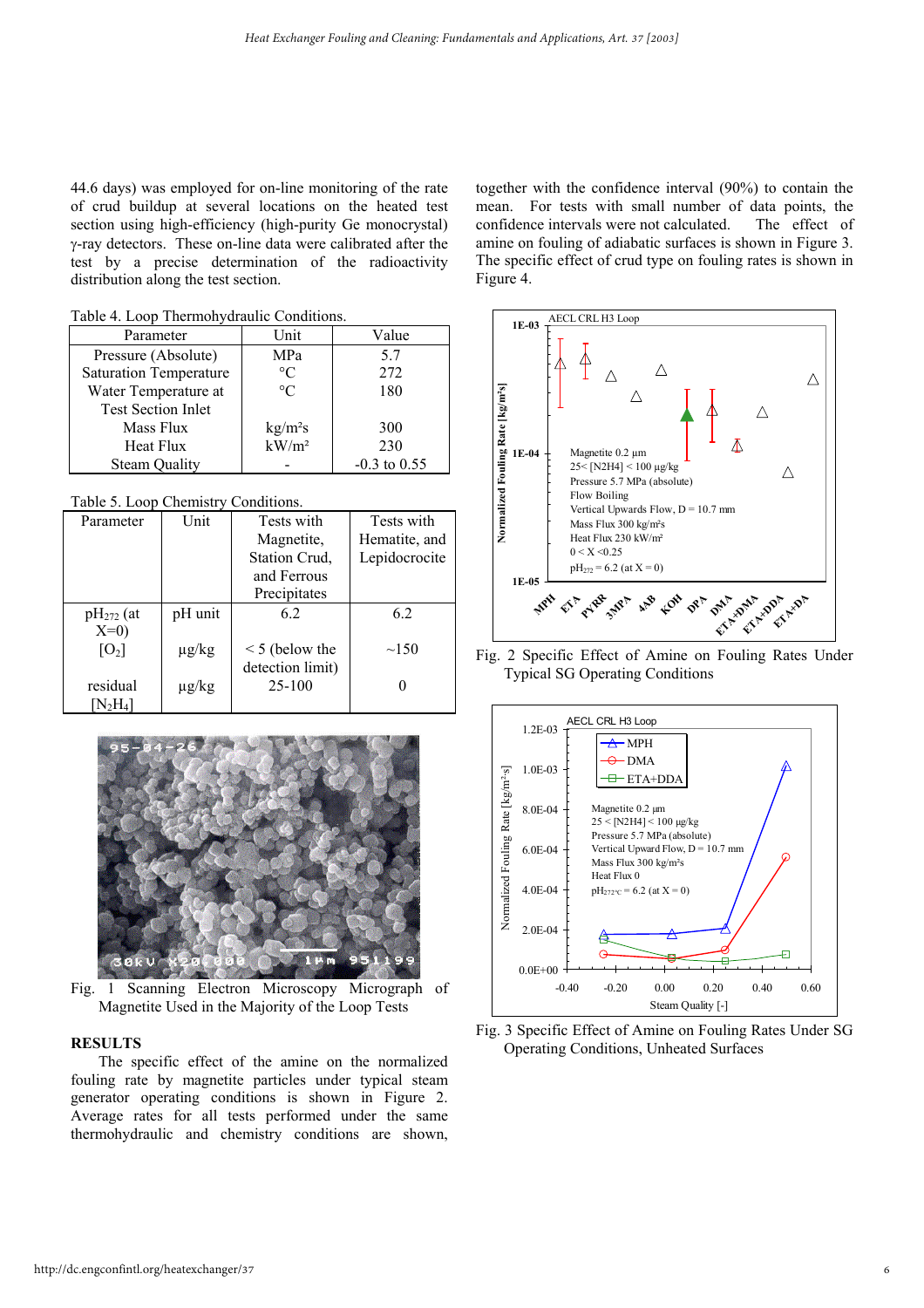44.6 days) was employed for on-line monitoring of the rate of crud buildup at several locations on the heated test section using high-efficiency (high-purity Ge monocrystal) γ-ray detectors. These on-line data were calibrated after the test by a precise determination of the radioactivity distribution along the test section.

Table 4. Loop Thermohydraulic Conditions.

| Parameter | Unit | Value |
|---|---|---|
| Pressure (Absolute) | MPa | 5.7 |
| Saturation Temperature | °C | 272 |
| Water Temperature at Test Section Inlet | °C | 180 |
| Mass Flux | kg/m²s | 300 |
| Heat Flux | kW/m² | 230 |
| Steam Quality | - | -0.3 to 0.55 |

Table 5. Loop Chemistry Conditions.

| Parameter | Unit | Tests with Magnetite, Station Crud, and Ferrous Precipitates | Tests with Hematite, and Lepidocrocite |
|---|---|---|---|
| $pH_{272}$ (at X=0) | pH unit | 6.2 | 6.2 |
| $[O_2]$ | µg/kg | < 5 (below the detection limit) | ~150 |
| residual $[N_2H_4]$ | µg/kg | 25-100 | 0 |

Fig. 1 Scanning Electron Microscopy Micrograph of Magnetite Used in the Majority of the Loop Tests

## RESULTS

The specific effect of the amine on the normalized fouling rate by magnetite particles under typical steam generator operating conditions is shown in Figure 2. Average rates for all tests performed under the same thermohydraulic and chemistry conditions are shown, together with the confidence interval (90%) to contain the mean. For tests with small number of data points, the confidence intervals were not calculated. The effect of amine on fouling of adiabatic surfaces is shown in Figure 3. The specific effect of crud type on fouling rates is shown in Figure 4.

Fig. 2 Specific Effect of Amine on Fouling Rates Under Typical SG Operating Conditions

Fig. 3 Specific Effect of Amine on Fouling Rates Under SG Operating Conditions, Unheated Surfaces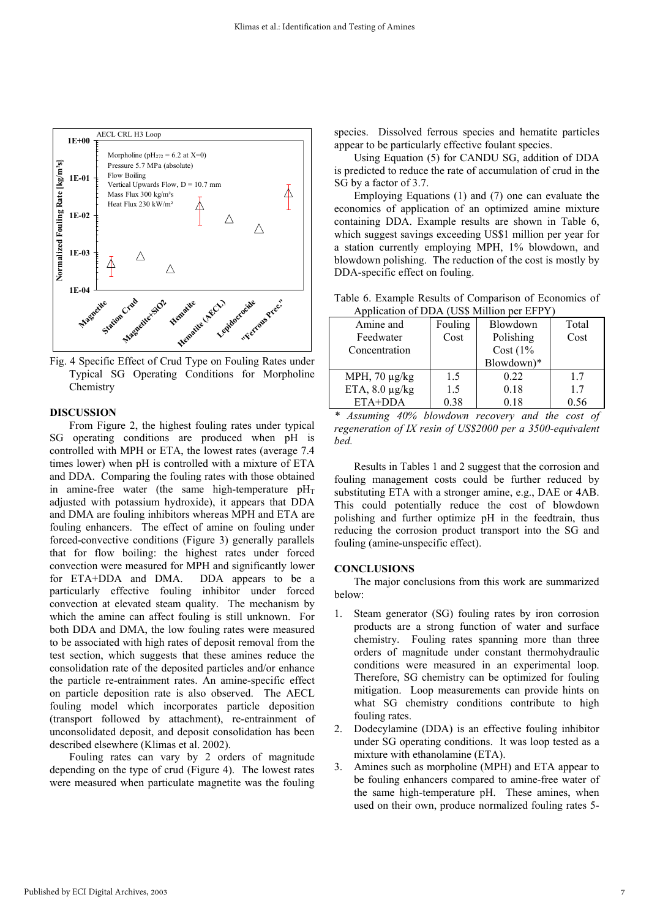Fig. 4 Specific Effect of Crud Type on Fouling Rates under Typical SG Operating Conditions for Morpholine Chemistry

## DISCUSSION

From Figure 2, the highest fouling rates under typical SG operating conditions are produced when pH is controlled with MPH or ETA, the lowest rates (average 7.4 times lower) when pH is controlled with a mixture of ETA and DDA. Comparing the fouling rates with those obtained in amine-free water (the same high-temperature $pH_T$ adjusted with potassium hydroxide), it appears that DDA and DMA are fouling inhibitors whereas MPH and ETA are fouling enhancers. The effect of amine on fouling under forced-convective conditions (Figure 3) generally parallels that for flow boiling: the highest rates under forced convection were measured for MPH and significantly lower for ETA+DDA and DMA. DDA appears to be a particularly effective fouling inhibitor under forced convection at elevated steam quality. The mechanism by which the amine can affect fouling is still unknown. For both DDA and DMA, the low fouling rates were measured to be associated with high rates of deposit removal from the test section, which suggests that these amines reduce the consolidation rate of the deposited particles and/or enhance the particle re-entrainment rates. An amine-specific effect on particle deposition rate is also observed. The AECL fouling model which incorporates particle deposition (transport followed by attachment), re-entrainment of unconsolidated deposit, and deposit consolidation has been described elsewhere (Klimas et al. 2002).

Fouling rates can vary by 2 orders of magnitude depending on the type of crud (Figure 4). The lowest rates were measured when particulate magnetite was the fouling species. Dissolved ferrous species and hematite particles appear to be particularly effective foulant species.

Using Equation (5) for CANDU SG, addition of DDA is predicted to reduce the rate of accumulation of crud in the SG by a factor of 3.7.

Employing Equations (1) and (7) one can evaluate the economics of application of an optimized amine mixture containing DDA. Example results are shown in Table 6, which suggest savings exceeding US$1 million per year for a station currently employing MPH, 1% blowdown, and blowdown polishing. The reduction of the cost is mostly by DDA-specific effect on fouling.

Table 6. Example Results of Comparison of Economics of Application of DDA (US$ Million per EFPY)

| Amine and Feedwater Concentration | Fouling Cost | Blowdown Polishing Cost (1% Blowdown)* | Total Cost |
|---|---|---|---|
| MPH, 70 μg/kg | 1.5 | 0.22 | 1.7 |
| ETA, 8.0 μg/kg | 1.5 | 0.18 | 1.7 |
| ETA+DDA | 0.38 | 0.18 | 0.56 |

*\* Assuming 40% blowdown recovery and the cost of regeneration of IX resin of US$2000 per a 3500-equivalent bed.*

Results in Tables 1 and 2 suggest that the corrosion and fouling management costs could be further reduced by substituting ETA with a stronger amine, e.g., DAE or 4AB. This could potentially reduce the cost of blowdown polishing and further optimize pH in the feedtrain, thus reducing the corrosion product transport into the SG and fouling (amine-unspecific effect).

## CONCLUSIONS

The major conclusions from this work are summarized below:

1. Steam generator (SG) fouling rates by iron corrosion products are a strong function of water and surface chemistry. Fouling rates spanning more than three orders of magnitude under constant thermohydraulic conditions were measured in an experimental loop. Therefore, SG chemistry can be optimized for fouling mitigation. Loop measurements can provide hints on what SG chemistry conditions contribute to high fouling rates.
2. Dodecylamine (DDA) is an effective fouling inhibitor under SG operating conditions. It was loop tested as a mixture with ethanolamine (ETA).
3. Amines such as morpholine (MPH) and ETA appear to be fouling enhancers compared to amine-free water of the same high-temperature pH. These amines, when used on their own, produce normalized fouling rates 5-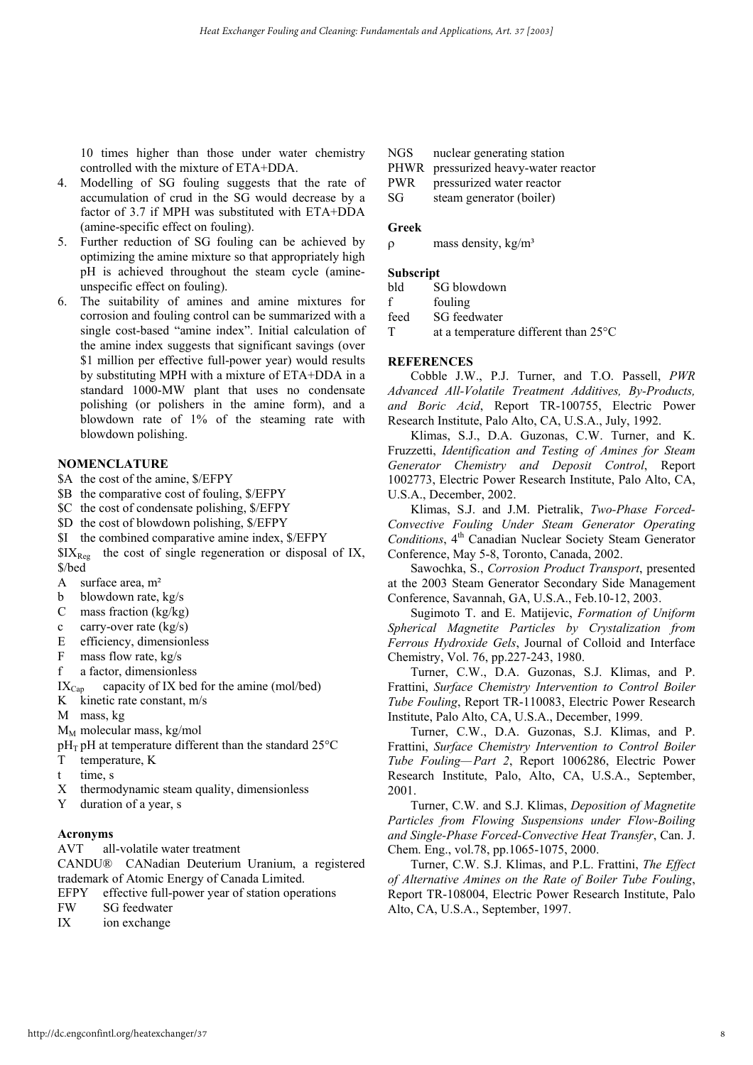10 times higher than those under water chemistry controlled with the mixture of ETA+DDA.

4. Modelling of SG fouling suggests that the rate of accumulation of crud in the SG would decrease by a factor of 3.7 if MPH was substituted with ETA+DDA (amine-specific effect on fouling).
5. Further reduction of SG fouling can be achieved by optimizing the amine mixture so that appropriately high pH is achieved throughout the steam cycle (amine-unspecific effect on fouling).
6. The suitability of amines and amine mixtures for corrosion and fouling control can be summarized with a single cost-based "amine index". Initial calculation of the amine index suggests that significant savings (over $1 million per effective full-power year) would results by substituting MPH with a mixture of ETA+DDA in a standard 1000-MW plant that uses no condensate polishing (or polishers in the amine form), and a blowdown rate of 1% of the steaming rate with blowdown polishing.

## NOMENCLATURE

$A the cost of the amine, $/EFPY
$B the comparative cost of fouling, $/EFPY
$C the cost of condensate polishing, $/EFPY
$D the cost of blowdown polishing, $/EFPY
$I the combined comparative amine index, $/EFPY
$\$IX_{Reg}$ the cost of single regeneration or disposal of IX, $/bed
A surface area, m²
b blowdown rate, kg/s
C mass fraction (kg/kg)
c carry-over rate (kg/s)
E efficiency, dimensionless
F mass flow rate, kg/s
f a factor, dimensionless
$IX_{Cap}$ capacity of IX bed for the amine (mol/bed)
K kinetic rate constant, m/s
M mass, kg
$M_M$ molecular mass, kg/mol
$pH_T$ pH at temperature different than the standard 25°C
T temperature, K
t time, s
X thermodynamic steam quality, dimensionless
Y duration of a year, s

### Acronyms

AVT all-volatile water treatment
CANDU® CANadian Deuterium Uranium, a registered trademark of Atomic Energy of Canada Limited.
EFPY effective full-power year of station operations
FW SG feedwater
IX ion exchange
NGS nuclear generating station
PHWR pressurized heavy-water reactor
PWR pressurized water reactor
SG steam generator (boiler)

### Greek

ρ mass density, kg/m³

### Subscript

bld SG blowdown
f fouling
feed SG feedwater
T at a temperature different than 25°C

## REFERENCES

Cobble J.W., P.J. Turner, and T.O. Passell, *PWR Advanced All-Volatile Treatment Additives, By-Products, and Boric Acid*, Report TR-100755, Electric Power Research Institute, Palo Alto, CA, U.S.A., July, 1992.

Klimas, S.J., D.A. Guzonas, C.W. Turner, and K. Fruzzetti, *Identification and Testing of Amines for Steam Generator Chemistry and Deposit Control*, Report 1002773, Electric Power Research Institute, Palo Alto, CA, U.S.A., December, 2002.

Klimas, S.J. and J.M. Pietralik, *Two-Phase Forced-Convective Fouling Under Steam Generator Operating Conditions*, 4th Canadian Nuclear Society Steam Generator Conference, May 5-8, Toronto, Canada, 2002.

Sawochka, S., *Corrosion Product Transport*, presented at the 2003 Steam Generator Secondary Side Management Conference, Savannah, GA, U.S.A., Feb.10-12, 2003.

Sugimoto T. and E. Matijevic, *Formation of Uniform Spherical Magnetite Particles by Crystalization from Ferrous Hydroxide Gels*, Journal of Colloid and Interface Chemistry, Vol. 76, pp.227-243, 1980.

Turner, C.W., D.A. Guzonas, S.J. Klimas, and P. Frattini, *Surface Chemistry Intervention to Control Boiler Tube Fouling*, Report TR-110083, Electric Power Research Institute, Palo Alto, CA, U.S.A., December, 1999.

Turner, C.W., D.A. Guzonas, S.J. Klimas, and P. Frattini, *Surface Chemistry Intervention to Control Boiler Tube Fouling—Part 2*, Report 1006286, Electric Power Research Institute, Palo, Alto, CA, U.S.A., September, 2001.

Turner, C.W. and S.J. Klimas, *Deposition of Magnetite Particles from Flowing Suspensions under Flow-Boiling and Single-Phase Forced-Convective Heat Transfer*, Can. J. Chem. Eng., vol.78, pp.1065-1075, 2000.

Turner, C.W. S.J. Klimas, and P.L. Frattini, *The Effect of Alternative Amines on the Rate of Boiler Tube Fouling*, Report TR-108004, Electric Power Research Institute, Palo Alto, CA, U.S.A., September, 1997.